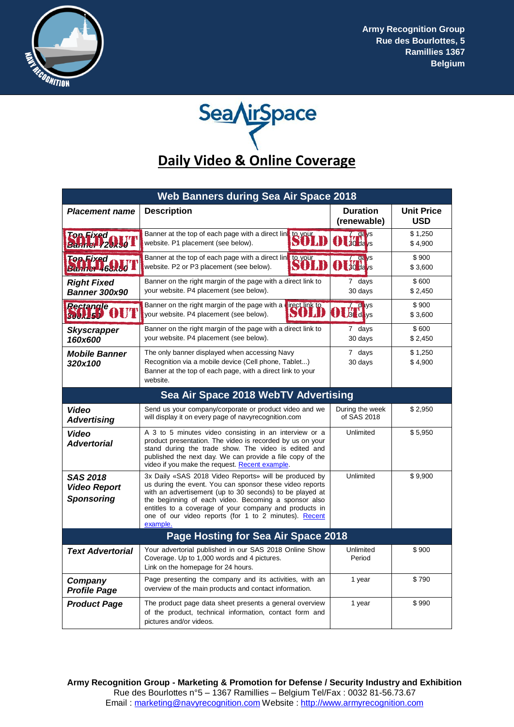Army Recognition Group
Rue des Bourlottes, 5
Ramillies 1367
Belgium

# SeaAirSpace

## Daily Video & Online Coverage

| Web Banners during Sea Air Space 2018 | | | |
|---|---|---|---|
| **Placement name** | **Description** | **Duration (renewable)** | **Unit Price USD** |
| ***Top Fixed Banner 728x90*** SOLD OUT | Banner at the top of each page with a direct link to your website. P1 placement (see below). SOLD OUT | 7 days<br>30 days | $ 1,250<br>$ 4,900 |
| ***Top Fixed Banner 468x60*** SOLD OUT | Banner at the top of each page with a direct link to your website. P2 or P3 placement (see below). SOLD OUT | 7 days<br>30 days | $ 900<br>$ 3,600 |
| ***Right Fixed Banner 300x90*** | Banner on the right margin of the page with a direct link to your website. P4 placement (see below). | 7 days<br>30 days | $ 600<br>$ 2,450 |
| ***Rectangle 300x250*** SOLD OUT | Banner on the right margin of the page with a direct link to your website. P4 placement (see below). SOLD OUT | 7 days<br>30 days | $ 900<br>$ 3,600 |
| ***Skyscrapper 160x600*** | Banner on the right margin of the page with a direct link to your website. P4 placement (see below). | 7 days<br>30 days | $ 600<br>$ 2,450 |
| ***Mobile Banner 320x100*** | The only banner displayed when accessing Navy Recognition via a mobile device (Cell phone, Tablet...) Banner at the top of each page, with a direct link to your website. | 7 days<br>30 days | $ 1,250<br>$ 4,900 |
| **Sea Air Space 2018 WebTV Advertising** | | | |
| ***Video Advertising*** | Send us your company/corporate or product video and we will display it on every page of navyrecognition.com | During the week of SAS 2018 | $ 2,950 |
| ***Video Advertorial*** | A 3 to 5 minutes video consisting in an interview or a product presentation. The video is recorded by us on your stand during the trade show. The video is edited and published the next day. We can provide a file copy of the video if you make the request. Recent example. | Unlimited | $ 5,950 |
| ***SAS 2018 Video Report Sponsoring*** | 3x Daily «SAS 2018 Video Reports» will be produced by us during the event. You can sponsor these video reports with an advertisement (up to 30 seconds) to be played at the beginning of each video. Becoming a sponsor also entitles to a coverage of your company and products in one of our video reports (for 1 to 2 minutes). Recent example. | Unlimited | $ 9,900 |
| **Page Hosting for Sea Air Space 2018** | | | |
| ***Text Advertorial*** | Your advertorial published in our SAS 2018 Online Show Coverage. Up to 1,000 words and 4 pictures. Link on the homepage for 24 hours. | Unlimited Period | $ 900 |
| ***Company Profile Page*** | Page presenting the company and its activities, with an overview of the main products and contact information. | 1 year | $ 790 |
| ***Product Page*** | The product page data sheet presents a general overview of the product, technical information, contact form and pictures and/or videos. | 1 year | $ 990 |

**Army Recognition Group - Marketing & Promotion for Defense / Security Industry and Exhibition**
Rue des Bourlottes n°5 – 1367 Ramillies – Belgium Tel/Fax : 0032 81-56.73.67
Email : marketing@navyrecognition.com Website : http://www.armyrecognition.com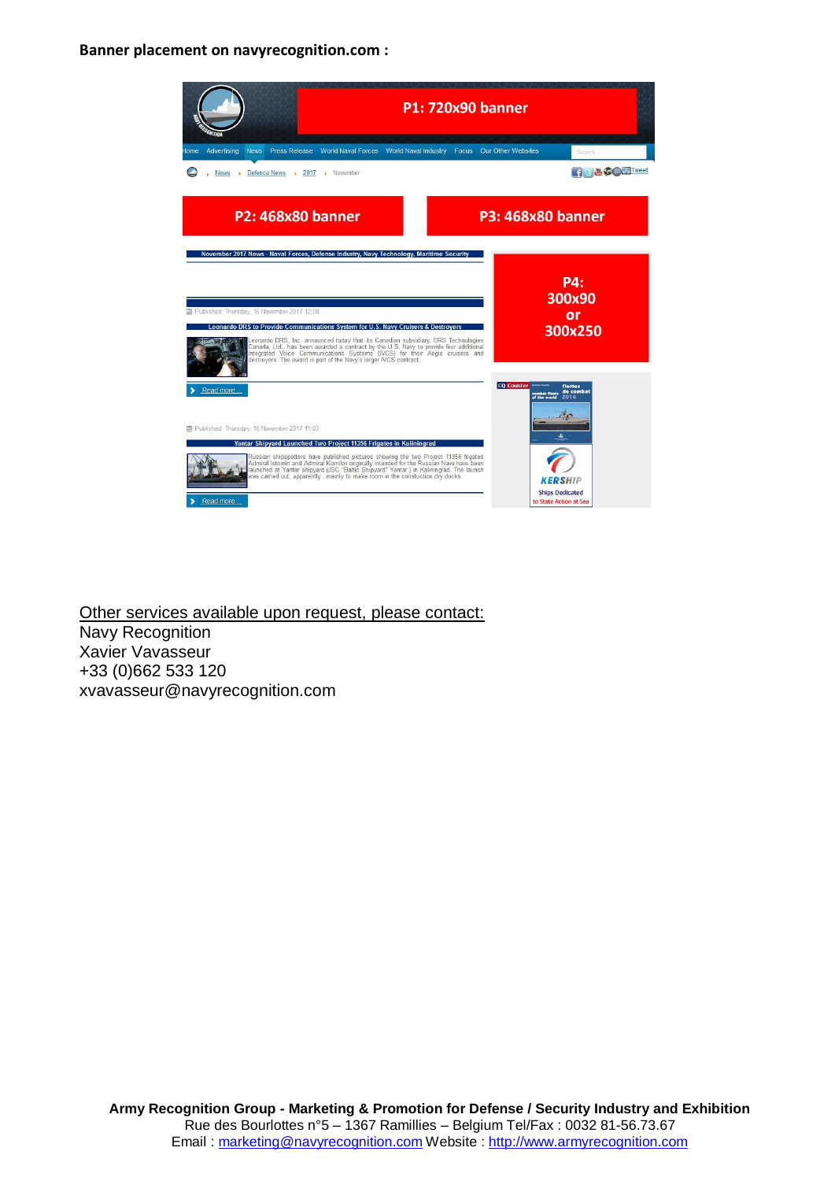**Banner placement on navyrecognition.com :**

P1: 720x90 banner

P2: 468x80 banner

P3: 468x80 banner

P4: 300x90 or 300x250

Other services available upon request, please contact:
Navy Recognition
Xavier Vavasseur
+33 (0)662 533 120
xvavasseur@navyrecognition.com

**Army Recognition Group - Marketing & Promotion for Defense / Security Industry and Exhibition**
Rue des Bourlottes n°5 – 1367 Ramillies – Belgium Tel/Fax : 0032 81-56.73.67
Email : marketing@navyrecognition.com Website : http://www.armyrecognition.com